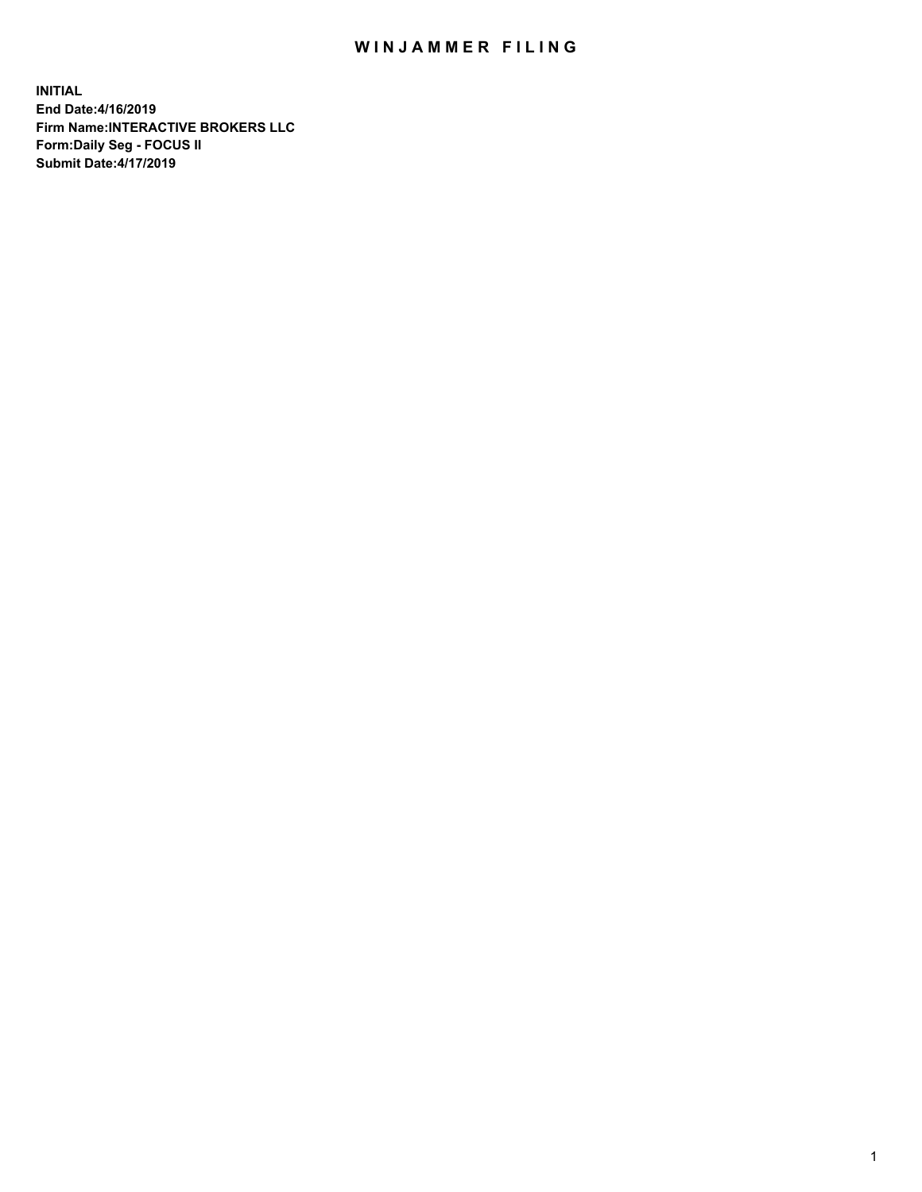# WINJAMMER FILING

**INITIAL**
**End Date:4/16/2019**
**Firm Name:INTERACTIVE BROKERS LLC**
**Form:Daily Seg - FOCUS II**
**Submit Date:4/17/2019**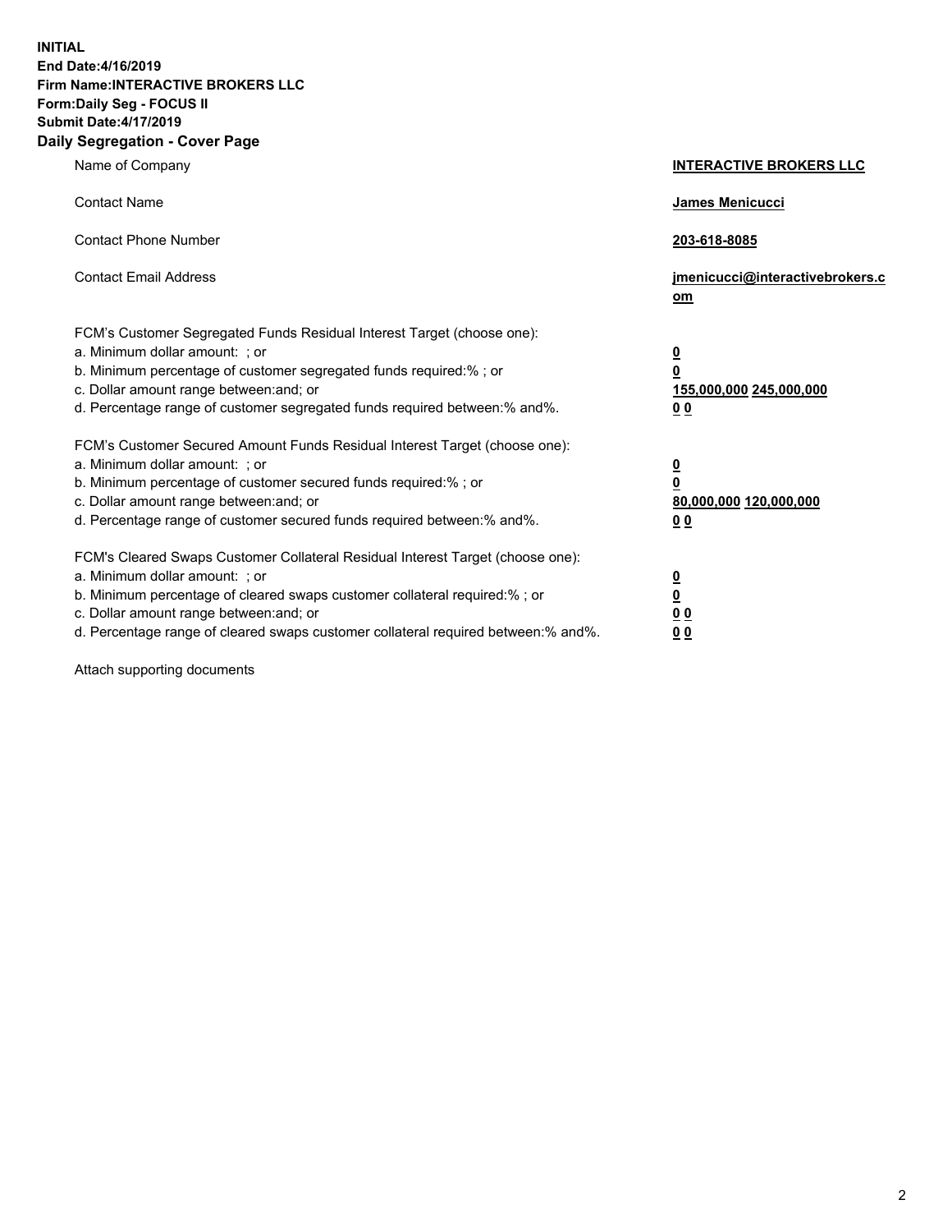**INITIAL**
**End Date:4/16/2019**
**Firm Name:INTERACTIVE BROKERS LLC**
**Form:Daily Seg - FOCUS II**
**Submit Date:4/17/2019**
**Daily Segregation - Cover Page**

| | |
|---|---|
| Name of Company | **INTERACTIVE BROKERS LLC** |
| Contact Name | **James Menicucci** |
| Contact Phone Number | **203-618-8085** |
| Contact Email Address | **jmenicucci@interactivebrokers.com** |

FCM's Customer Segregated Funds Residual Interest Target (choose one):

| | |
|---|---|
| a. Minimum dollar amount: ; or | **0** |
| b. Minimum percentage of customer segregated funds required:% ; or | **0** |
| c. Dollar amount range between:and; or | **155,000,000 245,000,000** |
| d. Percentage range of customer segregated funds required between:% and%. | **0 0** |

FCM's Customer Secured Amount Funds Residual Interest Target (choose one):

| | |
|---|---|
| a. Minimum dollar amount: ; or | **0** |
| b. Minimum percentage of customer secured funds required:% ; or | **0** |
| c. Dollar amount range between:and; or | **80,000,000 120,000,000** |
| d. Percentage range of customer secured funds required between:% and%. | **0 0** |

FCM's Cleared Swaps Customer Collateral Residual Interest Target (choose one):

| | |
|---|---|
| a. Minimum dollar amount: ; or | **0** |
| b. Minimum percentage of cleared swaps customer collateral required:% ; or | **0** |
| c. Dollar amount range between:and; or | **0 0** |
| d. Percentage range of cleared swaps customer collateral required between:% and%. | **0 0** |

Attach supporting documents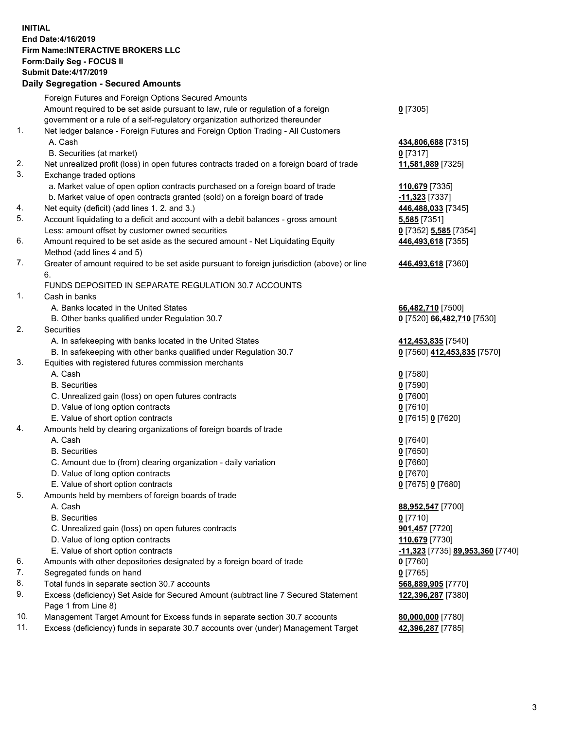**INITIAL**
**End Date:4/16/2019**
**Firm Name:INTERACTIVE BROKERS LLC**
**Form:Daily Seg - FOCUS II**
**Submit Date:4/17/2019**

### Daily Segregation - Secured Amounts

| | | |
|---|---|---|
| | Foreign Futures and Foreign Options Secured Amounts | |
| | Amount required to be set aside pursuant to law, rule or regulation of a foreign government or a rule of a self-regulatory organization authorized thereunder | **0** [7305] |
| 1. | Net ledger balance - Foreign Futures and Foreign Option Trading - All Customers | |
| | A. Cash | **434,806,688** [7315] |
| | B. Securities (at market) | **0** [7317] |
| 2. | Net unrealized profit (loss) in open futures contracts traded on a foreign board of trade | **11,581,989** [7325] |
| 3. | Exchange traded options | |
| | a. Market value of open option contracts purchased on a foreign board of trade | **110,679** [7335] |
| | b. Market value of open contracts granted (sold) on a foreign board of trade | **-11,323** [7337] |
| 4. | Net equity (deficit) (add lines 1. 2. and 3.) | **446,488,033** [7345] |
| 5. | Account liquidating to a deficit and account with a debit balances - gross amount | **5,585** [7351] |
| | Less: amount offset by customer owned securities | **0** [7352] **5,585** [7354] |
| 6. | Amount required to be set aside as the secured amount - Net Liquidating Equity Method (add lines 4 and 5) | **446,493,618** [7355] |
| 7. | Greater of amount required to be set aside pursuant to foreign jurisdiction (above) or line 6. | **446,493,618** [7360] |
| | FUNDS DEPOSITED IN SEPARATE REGULATION 30.7 ACCOUNTS | |
| 1. | Cash in banks | |
| | A. Banks located in the United States | **66,482,710** [7500] |
| | B. Other banks qualified under Regulation 30.7 | **0** [7520] **66,482,710** [7530] |
| 2. | Securities | |
| | A. In safekeeping with banks located in the United States | **412,453,835** [7540] |
| | B. In safekeeping with other banks qualified under Regulation 30.7 | **0** [7560] **412,453,835** [7570] |
| 3. | Equities with registered futures commission merchants | |
| | A. Cash | **0** [7580] |
| | B. Securities | **0** [7590] |
| | C. Unrealized gain (loss) on open futures contracts | **0** [7600] |
| | D. Value of long option contracts | **0** [7610] |
| | E. Value of short option contracts | **0** [7615] **0** [7620] |
| 4. | Amounts held by clearing organizations of foreign boards of trade | |
| | A. Cash | **0** [7640] |
| | B. Securities | **0** [7650] |
| | C. Amount due to (from) clearing organization - daily variation | **0** [7660] |
| | D. Value of long option contracts | **0** [7670] |
| | E. Value of short option contracts | **0** [7675] **0** [7680] |
| 5. | Amounts held by members of foreign boards of trade | |
| | A. Cash | **88,952,547** [7700] |
| | B. Securities | **0** [7710] |
| | C. Unrealized gain (loss) on open futures contracts | **901,457** [7720] |
| | D. Value of long option contracts | **110,679** [7730] |
| | E. Value of short option contracts | **-11,323** [7735] **89,953,360** [7740] |
| 6. | Amounts with other depositories designated by a foreign board of trade | **0** [7760] |
| 7. | Segregated funds on hand | **0** [7765] |
| 8. | Total funds in separate section 30.7 accounts | **568,889,905** [7770] |
| 9. | Excess (deficiency) Set Aside for Secured Amount (subtract line 7 Secured Statement Page 1 from Line 8) | **122,396,287** [7380] |
| 10. | Management Target Amount for Excess funds in separate section 30.7 accounts | **80,000,000** [7780] |
| 11. | Excess (deficiency) funds in separate 30.7 accounts over (under) Management Target | **42,396,287** [7785] |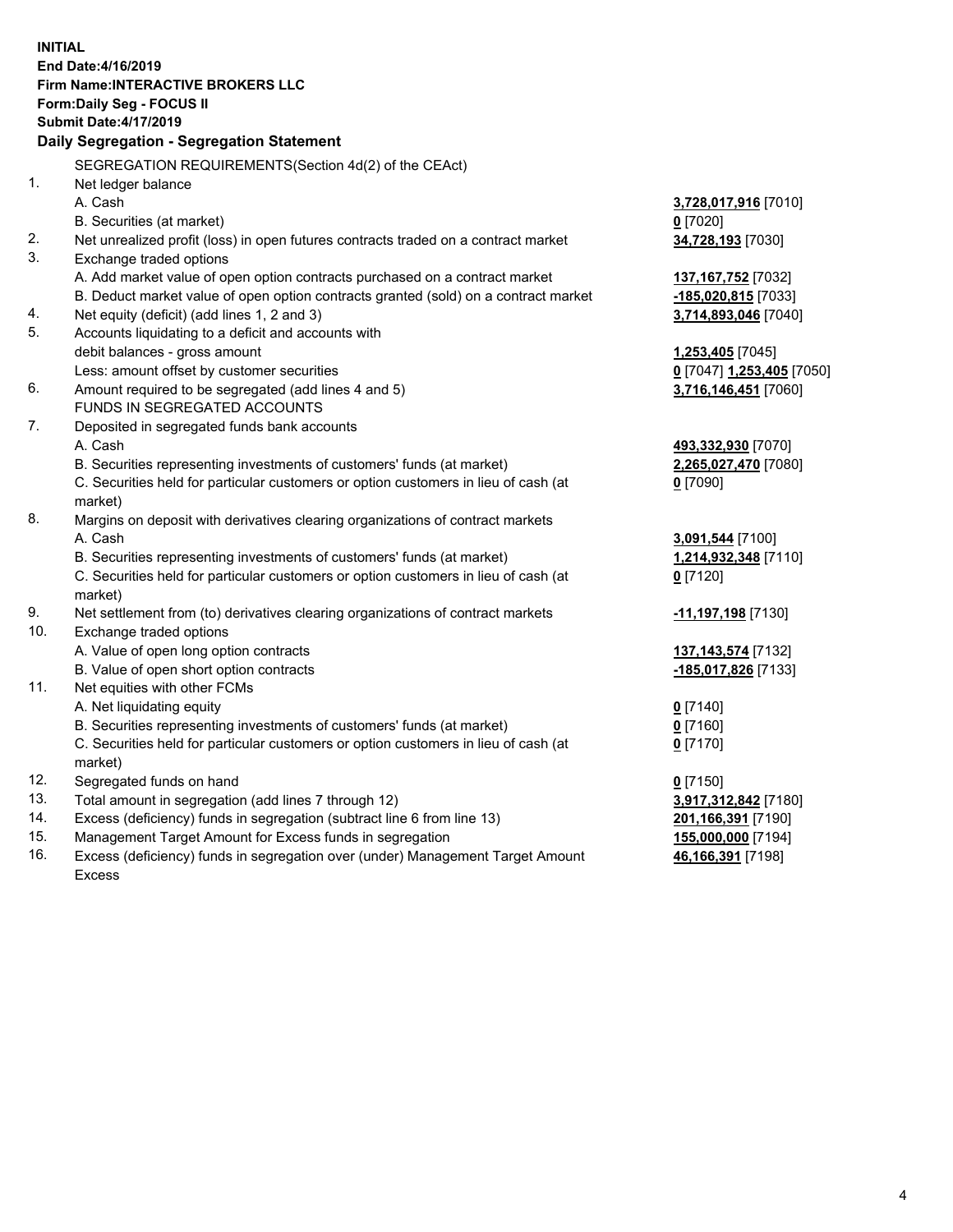**INITIAL**
**End Date:4/16/2019**
**Firm Name:INTERACTIVE BROKERS LLC**
**Form:Daily Seg - FOCUS II**
**Submit Date:4/17/2019**

**Daily Segregation - Segregation Statement**

| | | |
|---|---|---|
| | SEGREGATION REQUIREMENTS(Section 4d(2) of the CEAct) | |
| 1. | Net ledger balance | |
| | A. Cash | **3,728,017,916** [7010] |
| | B. Securities (at market) | **0** [7020] |
| 2. | Net unrealized profit (loss) in open futures contracts traded on a contract market | **34,728,193** [7030] |
| 3. | Exchange traded options | |
| | A. Add market value of open option contracts purchased on a contract market | **137,167,752** [7032] |
| | B. Deduct market value of open option contracts granted (sold) on a contract market | **-185,020,815** [7033] |
| 4. | Net equity (deficit) (add lines 1, 2 and 3) | **3,714,893,046** [7040] |
| 5. | Accounts liquidating to a deficit and accounts with | |
| | debit balances - gross amount | **1,253,405** [7045] |
| | Less: amount offset by customer securities | **0** [7047] **1,253,405** [7050] |
| 6. | Amount required to be segregated (add lines 4 and 5) | **3,716,146,451** [7060] |
| | FUNDS IN SEGREGATED ACCOUNTS | |
| 7. | Deposited in segregated funds bank accounts | |
| | A. Cash | **493,332,930** [7070] |
| | B. Securities representing investments of customers' funds (at market) | **2,265,027,470** [7080] |
| | C. Securities held for particular customers or option customers in lieu of cash (at market) | **0** [7090] |
| 8. | Margins on deposit with derivatives clearing organizations of contract markets | |
| | A. Cash | **3,091,544** [7100] |
| | B. Securities representing investments of customers' funds (at market) | **1,214,932,348** [7110] |
| | C. Securities held for particular customers or option customers in lieu of cash (at market) | **0** [7120] |
| 9. | Net settlement from (to) derivatives clearing organizations of contract markets | **-11,197,198** [7130] |
| 10. | Exchange traded options | |
| | A. Value of open long option contracts | **137,143,574** [7132] |
| | B. Value of open short option contracts | **-185,017,826** [7133] |
| 11. | Net equities with other FCMs | |
| | A. Net liquidating equity | **0** [7140] |
| | B. Securities representing investments of customers' funds (at market) | **0** [7160] |
| | C. Securities held for particular customers or option customers in lieu of cash (at market) | **0** [7170] |
| 12. | Segregated funds on hand | **0** [7150] |
| 13. | Total amount in segregation (add lines 7 through 12) | **3,917,312,842** [7180] |
| 14. | Excess (deficiency) funds in segregation (subtract line 6 from line 13) | **201,166,391** [7190] |
| 15. | Management Target Amount for Excess funds in segregation | **155,000,000** [7194] |
| 16. | Excess (deficiency) funds in segregation over (under) Management Target Amount Excess | **46,166,391** [7198] |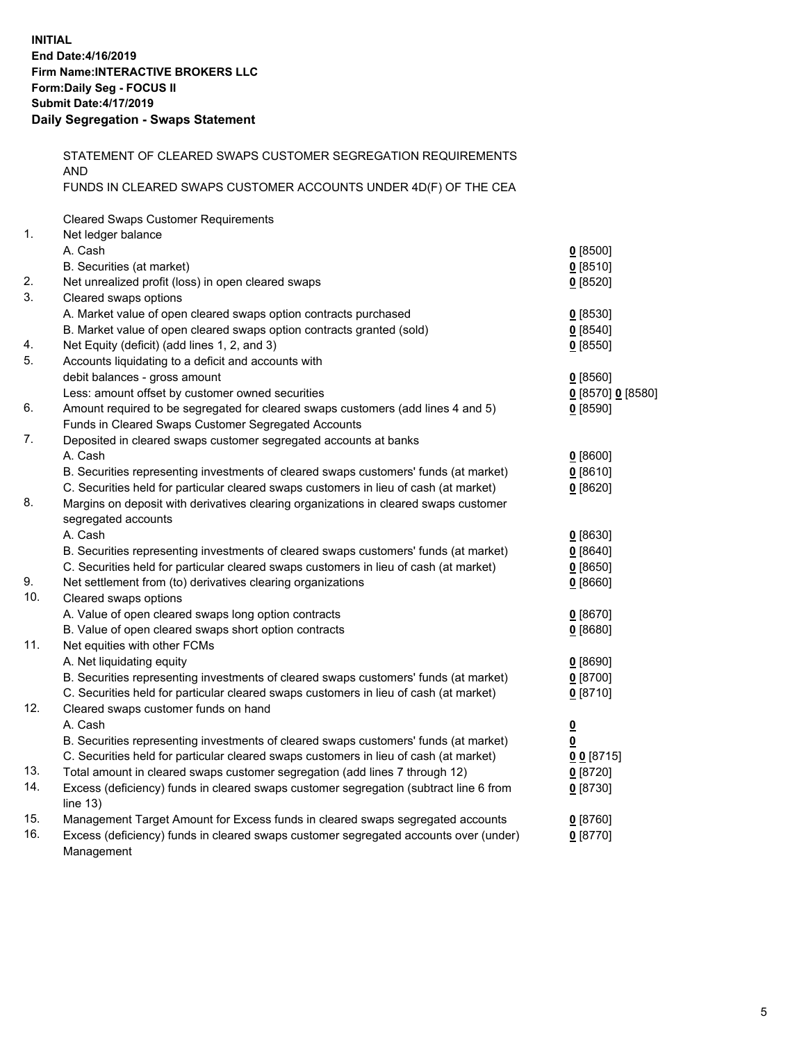**INITIAL**
**End Date:4/16/2019**
**Firm Name:INTERACTIVE BROKERS LLC**
**Form:Daily Seg - FOCUS II**
**Submit Date:4/17/2019**
**Daily Segregation - Swaps Statement**

STATEMENT OF CLEARED SWAPS CUSTOMER SEGREGATION REQUIREMENTS AND FUNDS IN CLEARED SWAPS CUSTOMER ACCOUNTS UNDER 4D(F) OF THE CEA

| | | |
|---|---|---|
| | Cleared Swaps Customer Requirements | |
| 1. | Net ledger balance | |
| | A. Cash | 0 [8500] |
| | B. Securities (at market) | 0 [8510] |
| 2. | Net unrealized profit (loss) in open cleared swaps | 0 [8520] |
| 3. | Cleared swaps options | |
| | A. Market value of open cleared swaps option contracts purchased | 0 [8530] |
| | B. Market value of open cleared swaps option contracts granted (sold) | 0 [8540] |
| 4. | Net Equity (deficit) (add lines 1, 2, and 3) | 0 [8550] |
| 5. | Accounts liquidating to a deficit and accounts with debit balances - gross amount | 0 [8560] |
| | Less: amount offset by customer owned securities | 0 [8570] 0 [8580] |
| 6. | Amount required to be segregated for cleared swaps customers (add lines 4 and 5) | 0 [8590] |
| | Funds in Cleared Swaps Customer Segregated Accounts | |
| 7. | Deposited in cleared swaps customer segregated accounts at banks | |
| | A. Cash | 0 [8600] |
| | B. Securities representing investments of cleared swaps customers' funds (at market) | 0 [8610] |
| | C. Securities held for particular cleared swaps customers in lieu of cash (at market) | 0 [8620] |
| 8. | Margins on deposit with derivatives clearing organizations in cleared swaps customer segregated accounts | |
| | A. Cash | 0 [8630] |
| | B. Securities representing investments of cleared swaps customers' funds (at market) | 0 [8640] |
| | C. Securities held for particular cleared swaps customers in lieu of cash (at market) | 0 [8650] |
| 9. | Net settlement from (to) derivatives clearing organizations | 0 [8660] |
| 10. | Cleared swaps options | |
| | A. Value of open cleared swaps long option contracts | 0 [8670] |
| | B. Value of open cleared swaps short option contracts | 0 [8680] |
| 11. | Net equities with other FCMs | |
| | A. Net liquidating equity | 0 [8690] |
| | B. Securities representing investments of cleared swaps customers' funds (at market) | 0 [8700] |
| | C. Securities held for particular cleared swaps customers in lieu of cash (at market) | 0 [8710] |
| 12. | Cleared swaps customer funds on hand | |
| | A. Cash | 0 |
| | B. Securities representing investments of cleared swaps customers' funds (at market) | 0 |
| | C. Securities held for particular cleared swaps customers in lieu of cash (at market) | 0 0 [8715] |
| 13. | Total amount in cleared swaps customer segregation (add lines 7 through 12) | 0 [8720] |
| 14. | Excess (deficiency) funds in cleared swaps customer segregation (subtract line 6 from line 13) | 0 [8730] |
| 15. | Management Target Amount for Excess funds in cleared swaps segregated accounts | 0 [8760] |
| 16. | Excess (deficiency) funds in cleared swaps customer segregated accounts over (under) Management | 0 [8770] |